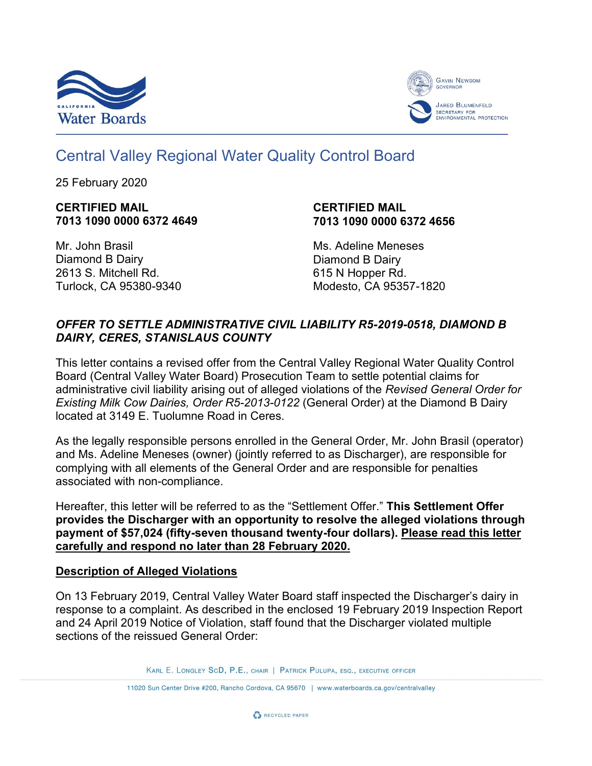# Central Valley Regional Water Quality Control Board

25 February 2020

**CERTIFIED MAIL**
**7013 1090 0000 6372 4649**

Mr. John Brasil
Diamond B Dairy
2613 S. Mitchell Rd.
Turlock, CA 95380-9340

**CERTIFIED MAIL**
**7013 1090 0000 6372 4656**

Ms. Adeline Meneses
Diamond B Dairy
615 N Hopper Rd.
Modesto, CA 95357-1820

***OFFER TO SETTLE ADMINISTRATIVE CIVIL LIABILITY R5-2019-0518, DIAMOND B DAIRY, CERES, STANISLAUS COUNTY***

This letter contains a revised offer from the Central Valley Regional Water Quality Control Board (Central Valley Water Board) Prosecution Team to settle potential claims for administrative civil liability arising out of alleged violations of the *Revised General Order for Existing Milk Cow Dairies, Order R5-2013-0122* (General Order) at the Diamond B Dairy located at 3149 E. Tuolumne Road in Ceres.

As the legally responsible persons enrolled in the General Order, Mr. John Brasil (operator) and Ms. Adeline Meneses (owner) (jointly referred to as Discharger), are responsible for complying with all elements of the General Order and are responsible for penalties associated with non-compliance.

Hereafter, this letter will be referred to as the "Settlement Offer." **This Settlement Offer provides the Discharger with an opportunity to resolve the alleged violations through payment of $57,024 (fifty-seven thousand twenty-four dollars). <u>Please read this letter carefully and respond no later than 28 February 2020.</u>**

**<u>Description of Alleged Violations</u>**

On 13 February 2019, Central Valley Water Board staff inspected the Discharger's dairy in response to a complaint. As described in the enclosed 19 February 2019 Inspection Report and 24 April 2019 Notice of Violation, staff found that the Discharger violated multiple sections of the reissued General Order: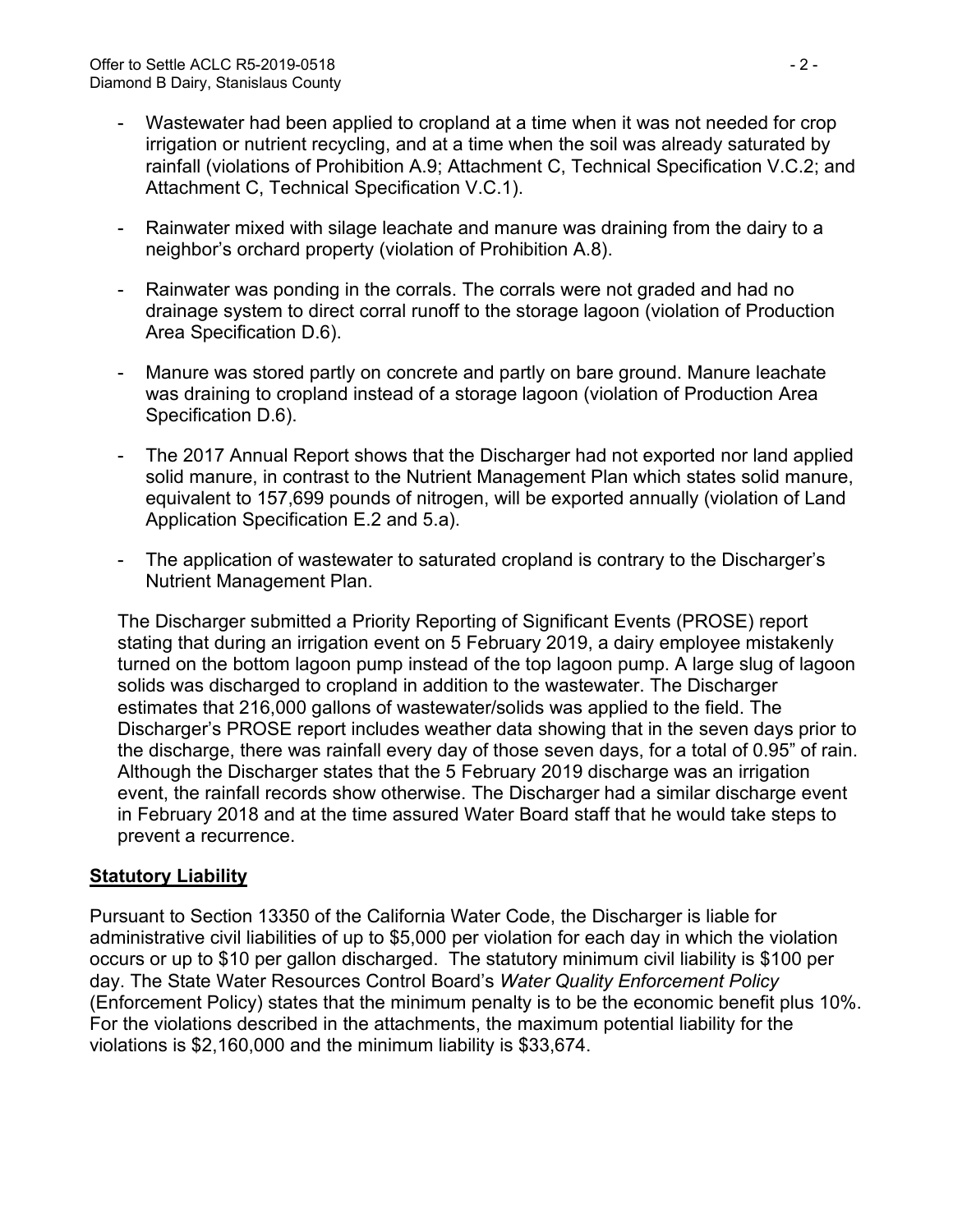- Wastewater had been applied to cropland at a time when it was not needed for crop irrigation or nutrient recycling, and at a time when the soil was already saturated by rainfall (violations of Prohibition A.9; Attachment C, Technical Specification V.C.2; and Attachment C, Technical Specification V.C.1).
- Rainwater mixed with silage leachate and manure was draining from the dairy to a neighbor's orchard property (violation of Prohibition A.8).
- Rainwater was ponding in the corrals. The corrals were not graded and had no drainage system to direct corral runoff to the storage lagoon (violation of Production Area Specification D.6).
- Manure was stored partly on concrete and partly on bare ground. Manure leachate was draining to cropland instead of a storage lagoon (violation of Production Area Specification D.6).
- The 2017 Annual Report shows that the Discharger had not exported nor land applied solid manure, in contrast to the Nutrient Management Plan which states solid manure, equivalent to 157,699 pounds of nitrogen, will be exported annually (violation of Land Application Specification E.2 and 5.a).
- The application of wastewater to saturated cropland is contrary to the Discharger's Nutrient Management Plan.

The Discharger submitted a Priority Reporting of Significant Events (PROSE) report stating that during an irrigation event on 5 February 2019, a dairy employee mistakenly turned on the bottom lagoon pump instead of the top lagoon pump. A large slug of lagoon solids was discharged to cropland in addition to the wastewater. The Discharger estimates that 216,000 gallons of wastewater/solids was applied to the field. The Discharger's PROSE report includes weather data showing that in the seven days prior to the discharge, there was rainfall every day of those seven days, for a total of 0.95" of rain. Although the Discharger states that the 5 February 2019 discharge was an irrigation event, the rainfall records show otherwise. The Discharger had a similar discharge event in February 2018 and at the time assured Water Board staff that he would take steps to prevent a recurrence.

## Statutory Liability

Pursuant to Section 13350 of the California Water Code, the Discharger is liable for administrative civil liabilities of up to $5,000 per violation for each day in which the violation occurs or up to $10 per gallon discharged. The statutory minimum civil liability is $100 per day. The State Water Resources Control Board's *Water Quality Enforcement Policy* (Enforcement Policy) states that the minimum penalty is to be the economic benefit plus 10%. For the violations described in the attachments, the maximum potential liability for the violations is $2,160,000 and the minimum liability is $33,674.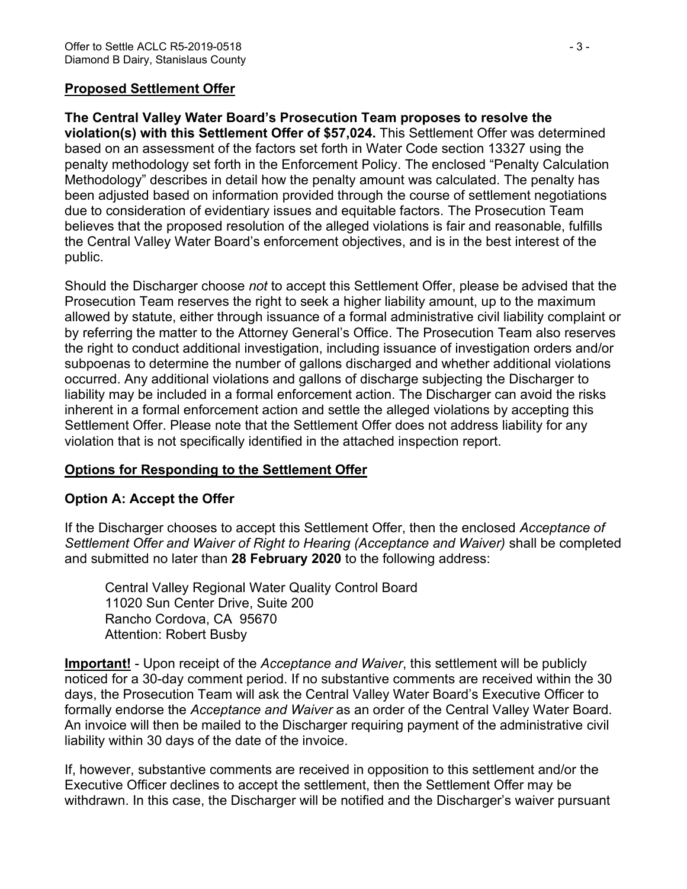## Proposed Settlement Offer

**The Central Valley Water Board's Prosecution Team proposes to resolve the violation(s) with this Settlement Offer of $57,024.** This Settlement Offer was determined based on an assessment of the factors set forth in Water Code section 13327 using the penalty methodology set forth in the Enforcement Policy. The enclosed "Penalty Calculation Methodology" describes in detail how the penalty amount was calculated. The penalty has been adjusted based on information provided through the course of settlement negotiations due to consideration of evidentiary issues and equitable factors. The Prosecution Team believes that the proposed resolution of the alleged violations is fair and reasonable, fulfills the Central Valley Water Board's enforcement objectives, and is in the best interest of the public.

Should the Discharger choose *not* to accept this Settlement Offer, please be advised that the Prosecution Team reserves the right to seek a higher liability amount, up to the maximum allowed by statute, either through issuance of a formal administrative civil liability complaint or by referring the matter to the Attorney General's Office. The Prosecution Team also reserves the right to conduct additional investigation, including issuance of investigation orders and/or subpoenas to determine the number of gallons discharged and whether additional violations occurred. Any additional violations and gallons of discharge subjecting the Discharger to liability may be included in a formal enforcement action. The Discharger can avoid the risks inherent in a formal enforcement action and settle the alleged violations by accepting this Settlement Offer. Please note that the Settlement Offer does not address liability for any violation that is not specifically identified in the attached inspection report.

## Options for Responding to the Settlement Offer

### Option A: Accept the Offer

If the Discharger chooses to accept this Settlement Offer, then the enclosed *Acceptance of Settlement Offer and Waiver of Right to Hearing (Acceptance and Waiver)* shall be completed and submitted no later than **28 February 2020** to the following address:

Central Valley Regional Water Quality Control Board
11020 Sun Center Drive, Suite 200
Rancho Cordova, CA 95670
Attention: Robert Busby

**Important!** - Upon receipt of the *Acceptance and Waiver*, this settlement will be publicly noticed for a 30-day comment period. If no substantive comments are received within the 30 days, the Prosecution Team will ask the Central Valley Water Board's Executive Officer to formally endorse the *Acceptance and Waiver* as an order of the Central Valley Water Board. An invoice will then be mailed to the Discharger requiring payment of the administrative civil liability within 30 days of the date of the invoice.

If, however, substantive comments are received in opposition to this settlement and/or the Executive Officer declines to accept the settlement, then the Settlement Offer may be withdrawn. In this case, the Discharger will be notified and the Discharger's waiver pursuant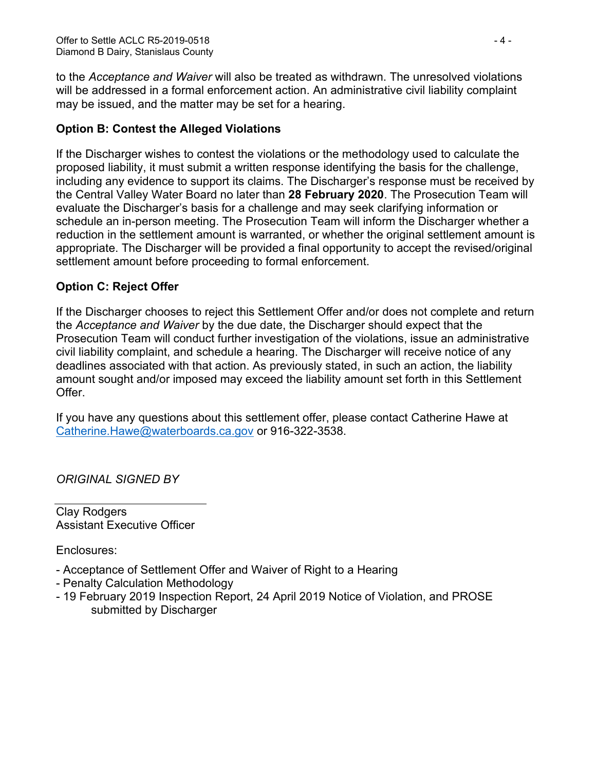to the *Acceptance and Waiver* will also be treated as withdrawn. The unresolved violations will be addressed in a formal enforcement action. An administrative civil liability complaint may be issued, and the matter may be set for a hearing.

**Option B: Contest the Alleged Violations**

If the Discharger wishes to contest the violations or the methodology used to calculate the proposed liability, it must submit a written response identifying the basis for the challenge, including any evidence to support its claims. The Discharger's response must be received by the Central Valley Water Board no later than **28 February 2020**. The Prosecution Team will evaluate the Discharger's basis for a challenge and may seek clarifying information or schedule an in-person meeting. The Prosecution Team will inform the Discharger whether a reduction in the settlement amount is warranted, or whether the original settlement amount is appropriate. The Discharger will be provided a final opportunity to accept the revised/original settlement amount before proceeding to formal enforcement.

**Option C: Reject Offer**

If the Discharger chooses to reject this Settlement Offer and/or does not complete and return the *Acceptance and Waiver* by the due date, the Discharger should expect that the Prosecution Team will conduct further investigation of the violations, issue an administrative civil liability complaint, and schedule a hearing. The Discharger will receive notice of any deadlines associated with that action. As previously stated, in such an action, the liability amount sought and/or imposed may exceed the liability amount set forth in this Settlement Offer.

If you have any questions about this settlement offer, please contact Catherine Hawe at Catherine.Hawe@waterboards.ca.gov or 916-322-3538.

*ORIGINAL SIGNED BY*

Clay Rodgers
Assistant Executive Officer

Enclosures:

- Acceptance of Settlement Offer and Waiver of Right to a Hearing
- Penalty Calculation Methodology
- 19 February 2019 Inspection Report, 24 April 2019 Notice of Violation, and PROSE submitted by Discharger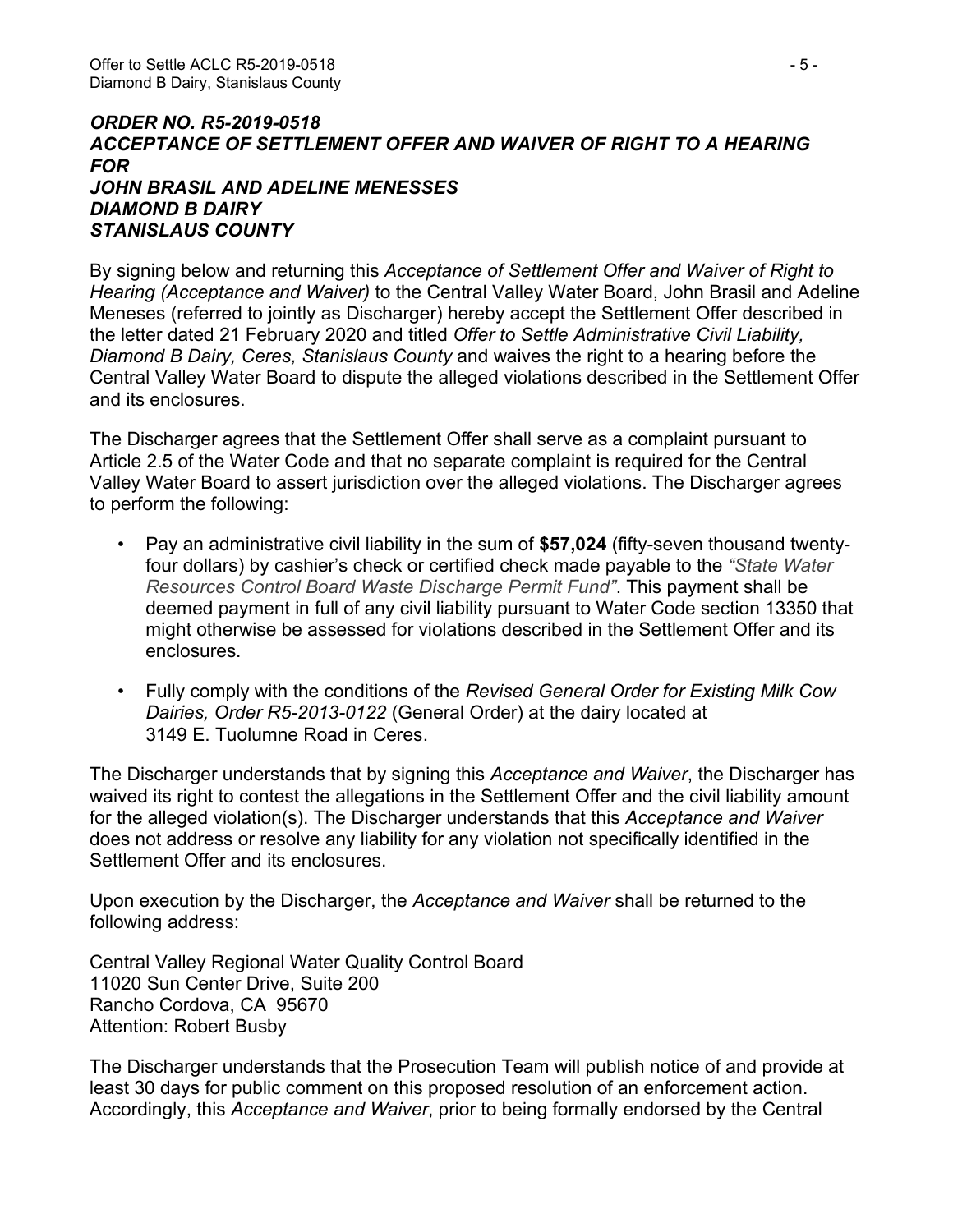***ORDER NO. R5-2019-0518***
***ACCEPTANCE OF SETTLEMENT OFFER AND WAIVER OF RIGHT TO A HEARING FOR***
***JOHN BRASIL AND ADELINE MENESSES***
***DIAMOND B DAIRY***
***STANISLAUS COUNTY***

By signing below and returning this *Acceptance of Settlement Offer and Waiver of Right to Hearing (Acceptance and Waiver)* to the Central Valley Water Board, John Brasil and Adeline Meneses (referred to jointly as Discharger) hereby accept the Settlement Offer described in the letter dated 21 February 2020 and titled *Offer to Settle Administrative Civil Liability, Diamond B Dairy, Ceres, Stanislaus County* and waives the right to a hearing before the Central Valley Water Board to dispute the alleged violations described in the Settlement Offer and its enclosures.

The Discharger agrees that the Settlement Offer shall serve as a complaint pursuant to Article 2.5 of the Water Code and that no separate complaint is required for the Central Valley Water Board to assert jurisdiction over the alleged violations. The Discharger agrees to perform the following:

- Pay an administrative civil liability in the sum of **$57,024** (fifty-seven thousand twenty-four dollars) by cashier's check or certified check made payable to the *"State Water Resources Control Board Waste Discharge Permit Fund"*. This payment shall be deemed payment in full of any civil liability pursuant to Water Code section 13350 that might otherwise be assessed for violations described in the Settlement Offer and its enclosures.
- Fully comply with the conditions of the *Revised General Order for Existing Milk Cow Dairies, Order R5-2013-0122* (General Order) at the dairy located at 3149 E. Tuolumne Road in Ceres.

The Discharger understands that by signing this *Acceptance and Waiver*, the Discharger has waived its right to contest the allegations in the Settlement Offer and the civil liability amount for the alleged violation(s). The Discharger understands that this *Acceptance and Waiver* does not address or resolve any liability for any violation not specifically identified in the Settlement Offer and its enclosures.

Upon execution by the Discharger, the *Acceptance and Waiver* shall be returned to the following address:

Central Valley Regional Water Quality Control Board
11020 Sun Center Drive, Suite 200
Rancho Cordova, CA 95670
Attention: Robert Busby

The Discharger understands that the Prosecution Team will publish notice of and provide at least 30 days for public comment on this proposed resolution of an enforcement action. Accordingly, this *Acceptance and Waiver*, prior to being formally endorsed by the Central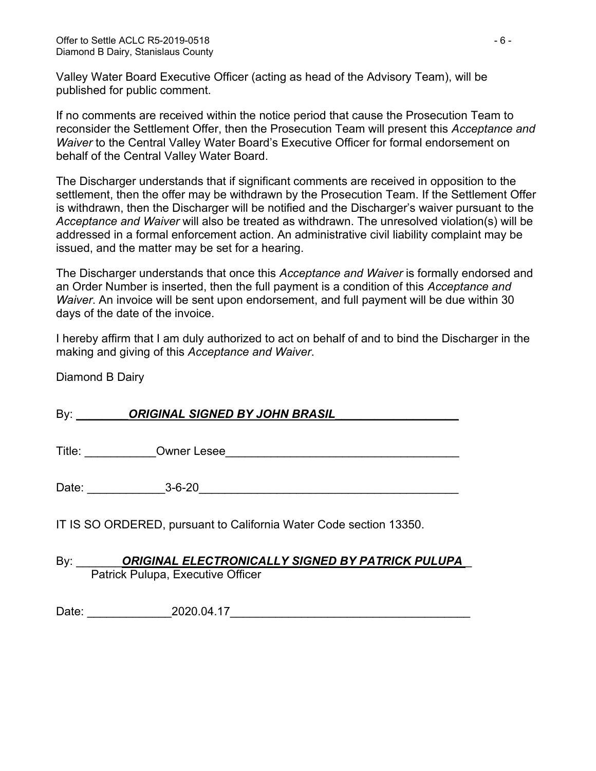Valley Water Board Executive Officer (acting as head of the Advisory Team), will be published for public comment.

If no comments are received within the notice period that cause the Prosecution Team to reconsider the Settlement Offer, then the Prosecution Team will present this *Acceptance and Waiver* to the Central Valley Water Board's Executive Officer for formal endorsement on behalf of the Central Valley Water Board.

The Discharger understands that if significant comments are received in opposition to the settlement, then the offer may be withdrawn by the Prosecution Team. If the Settlement Offer is withdrawn, then the Discharger will be notified and the Discharger's waiver pursuant to the *Acceptance and Waiver* will also be treated as withdrawn. The unresolved violation(s) will be addressed in a formal enforcement action. An administrative civil liability complaint may be issued, and the matter may be set for a hearing.

The Discharger understands that once this *Acceptance and Waiver* is formally endorsed and an Order Number is inserted, then the full payment is a condition of this *Acceptance and Waiver*. An invoice will be sent upon endorsement, and full payment will be due within 30 days of the date of the invoice.

I hereby affirm that I am duly authorized to act on behalf of and to bind the Discharger in the making and giving of this *Acceptance and Waiver*.

Diamond B Dairy

By: ***ORIGINAL SIGNED BY JOHN BRASIL***

Title: Owner Lesee

Date: 3-6-20

IT IS SO ORDERED, pursuant to California Water Code section 13350.

By: ***ORIGINAL ELECTRONICALLY SIGNED BY PATRICK PULUPA***
Patrick Pulupa, Executive Officer

Date: 2020.04.17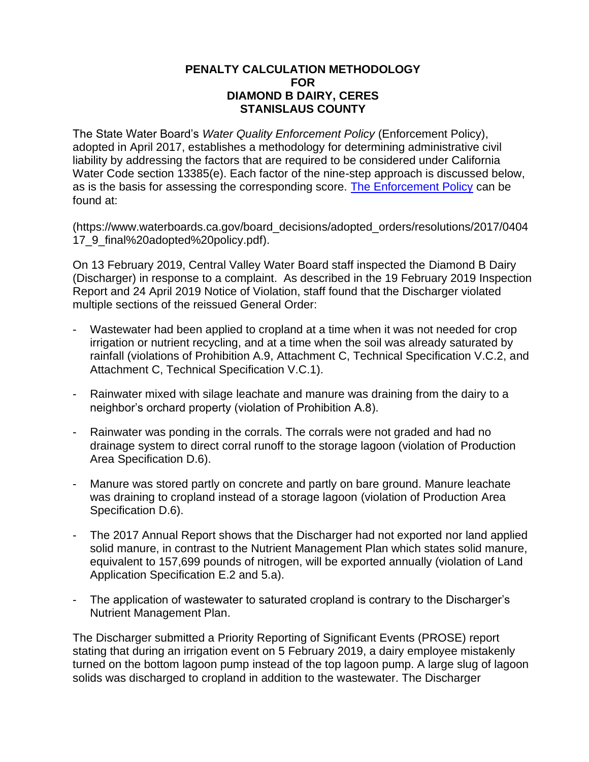**PENALTY CALCULATION METHODOLOGY**
**FOR**
**DIAMOND B DAIRY, CERES**
**STANISLAUS COUNTY**

The State Water Board's *Water Quality Enforcement Policy* (Enforcement Policy), adopted in April 2017, establishes a methodology for determining administrative civil liability by addressing the factors that are required to be considered under California Water Code section 13385(e). Each factor of the nine-step approach is discussed below, as is the basis for assessing the corresponding score. [The Enforcement Policy](https://www.waterboards.ca.gov/board_decisions/adopted_orders/resolutions/2017/040417_9_final%20adopted%20policy.pdf) can be found at:

(https://www.waterboards.ca.gov/board_decisions/adopted_orders/resolutions/2017/040417_9_final%20adopted%20policy.pdf).

On 13 February 2019, Central Valley Water Board staff inspected the Diamond B Dairy (Discharger) in response to a complaint. As described in the 19 February 2019 Inspection Report and 24 April 2019 Notice of Violation, staff found that the Discharger violated multiple sections of the reissued General Order:

- Wastewater had been applied to cropland at a time when it was not needed for crop irrigation or nutrient recycling, and at a time when the soil was already saturated by rainfall (violations of Prohibition A.9, Attachment C, Technical Specification V.C.2, and Attachment C, Technical Specification V.C.1).
- Rainwater mixed with silage leachate and manure was draining from the dairy to a neighbor's orchard property (violation of Prohibition A.8).
- Rainwater was ponding in the corrals. The corrals were not graded and had no drainage system to direct corral runoff to the storage lagoon (violation of Production Area Specification D.6).
- Manure was stored partly on concrete and partly on bare ground. Manure leachate was draining to cropland instead of a storage lagoon (violation of Production Area Specification D.6).
- The 2017 Annual Report shows that the Discharger had not exported nor land applied solid manure, in contrast to the Nutrient Management Plan which states solid manure, equivalent to 157,699 pounds of nitrogen, will be exported annually (violation of Land Application Specification E.2 and 5.a).
- The application of wastewater to saturated cropland is contrary to the Discharger's Nutrient Management Plan.

The Discharger submitted a Priority Reporting of Significant Events (PROSE) report stating that during an irrigation event on 5 February 2019, a dairy employee mistakenly turned on the bottom lagoon pump instead of the top lagoon pump. A large slug of lagoon solids was discharged to cropland in addition to the wastewater. The Discharger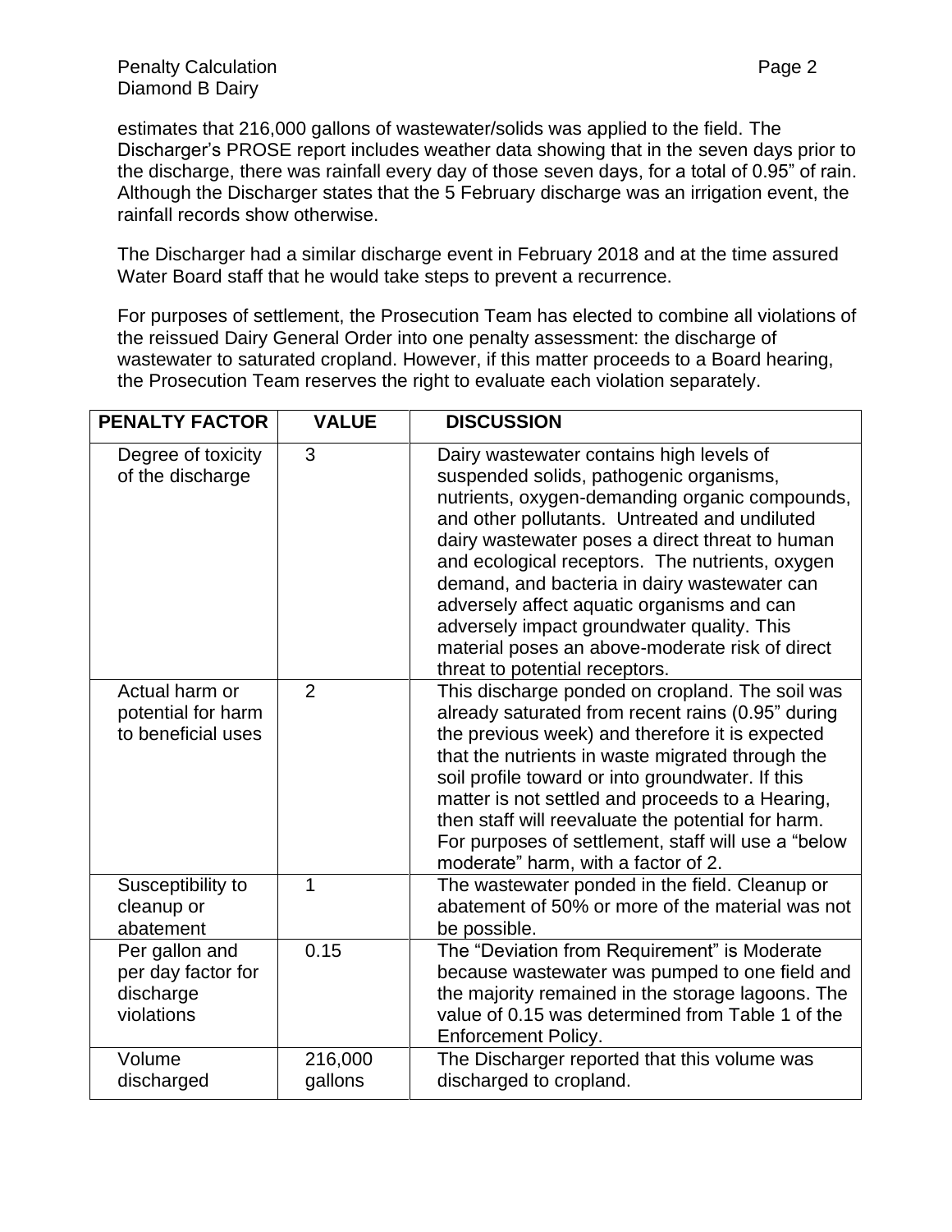estimates that 216,000 gallons of wastewater/solids was applied to the field. The Discharger's PROSE report includes weather data showing that in the seven days prior to the discharge, there was rainfall every day of those seven days, for a total of 0.95" of rain. Although the Discharger states that the 5 February discharge was an irrigation event, the rainfall records show otherwise.

The Discharger had a similar discharge event in February 2018 and at the time assured Water Board staff that he would take steps to prevent a recurrence.

For purposes of settlement, the Prosecution Team has elected to combine all violations of the reissued Dairy General Order into one penalty assessment: the discharge of wastewater to saturated cropland. However, if this matter proceeds to a Board hearing, the Prosecution Team reserves the right to evaluate each violation separately.

| PENALTY FACTOR | VALUE | DISCUSSION |
|---|---|---|
| Degree of toxicity of the discharge | 3 | Dairy wastewater contains high levels of suspended solids, pathogenic organisms, nutrients, oxygen-demanding organic compounds, and other pollutants. Untreated and undiluted dairy wastewater poses a direct threat to human and ecological receptors. The nutrients, oxygen demand, and bacteria in dairy wastewater can adversely affect aquatic organisms and can adversely impact groundwater quality. This material poses an above-moderate risk of direct threat to potential receptors. |
| Actual harm or potential for harm to beneficial uses | 2 | This discharge ponded on cropland. The soil was already saturated from recent rains (0.95" during the previous week) and therefore it is expected that the nutrients in waste migrated through the soil profile toward or into groundwater. If this matter is not settled and proceeds to a Hearing, then staff will reevaluate the potential for harm. For purposes of settlement, staff will use a "below moderate" harm, with a factor of 2. |
| Susceptibility to cleanup or abatement | 1 | The wastewater ponded in the field. Cleanup or abatement of 50% or more of the material was not be possible. |
| Per gallon and per day factor for discharge violations | 0.15 | The "Deviation from Requirement" is Moderate because wastewater was pumped to one field and the majority remained in the storage lagoons. The value of 0.15 was determined from Table 1 of the Enforcement Policy. |
| Volume discharged | 216,000 gallons | The Discharger reported that this volume was discharged to cropland. |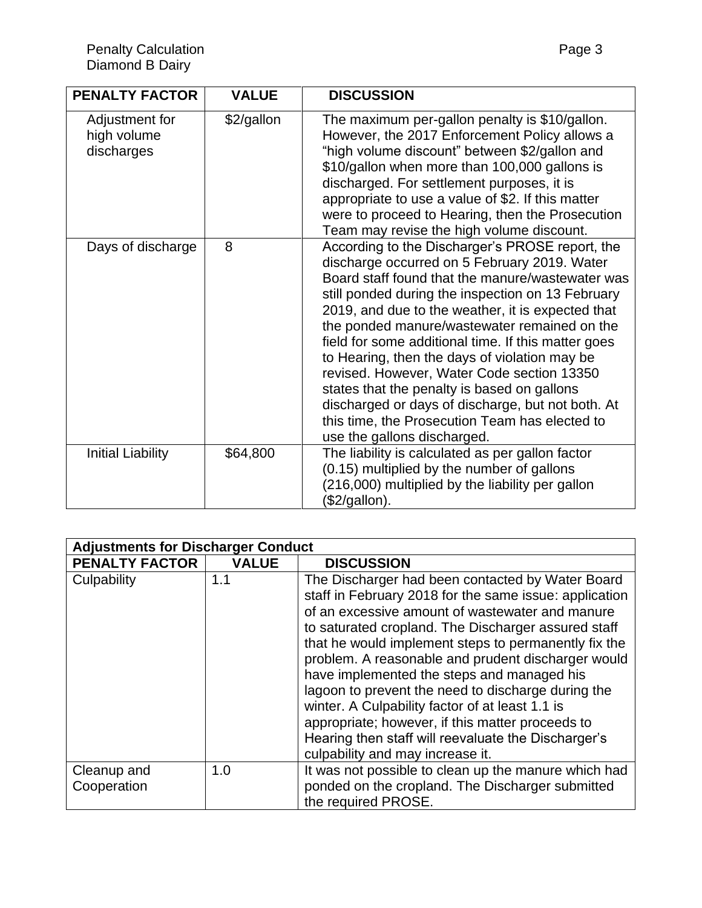| PENALTY FACTOR | VALUE | DISCUSSION |
|---|---|---|
| Adjustment for high volume discharges | \$2/gallon | The maximum per-gallon penalty is \$10/gallon. However, the 2017 Enforcement Policy allows a "high volume discount" between \$2/gallon and \$10/gallon when more than 100,000 gallons is discharged. For settlement purposes, it is appropriate to use a value of \$2. If this matter were to proceed to Hearing, then the Prosecution Team may revise the high volume discount. |
| Days of discharge | 8 | According to the Discharger's PROSE report, the discharge occurred on 5 February 2019. Water Board staff found that the manure/wastewater was still ponded during the inspection on 13 February 2019, and due to the weather, it is expected that the ponded manure/wastewater remained on the field for some additional time. If this matter goes to Hearing, then the days of violation may be revised. However, Water Code section 13350 states that the penalty is based on gallons discharged or days of discharge, but not both. At this time, the Prosecution Team has elected to use the gallons discharged. |
| Initial Liability | \$64,800 | The liability is calculated as per gallon factor (0.15) multiplied by the number of gallons (216,000) multiplied by the liability per gallon (\$2/gallon). |

| Adjustments for Discharger Conduct | | |
|---|---|---|
| **PENALTY FACTOR** | **VALUE** | **DISCUSSION** |
| Culpability | 1.1 | The Discharger had been contacted by Water Board staff in February 2018 for the same issue: application of an excessive amount of wastewater and manure to saturated cropland. The Discharger assured staff that he would implement steps to permanently fix the problem. A reasonable and prudent discharger would have implemented the steps and managed his lagoon to prevent the need to discharge during the winter. A Culpability factor of at least 1.1 is appropriate; however, if this matter proceeds to Hearing then staff will reevaluate the Discharger's culpability and may increase it. |
| Cleanup and Cooperation | 1.0 | It was not possible to clean up the manure which had ponded on the cropland. The Discharger submitted the required PROSE. |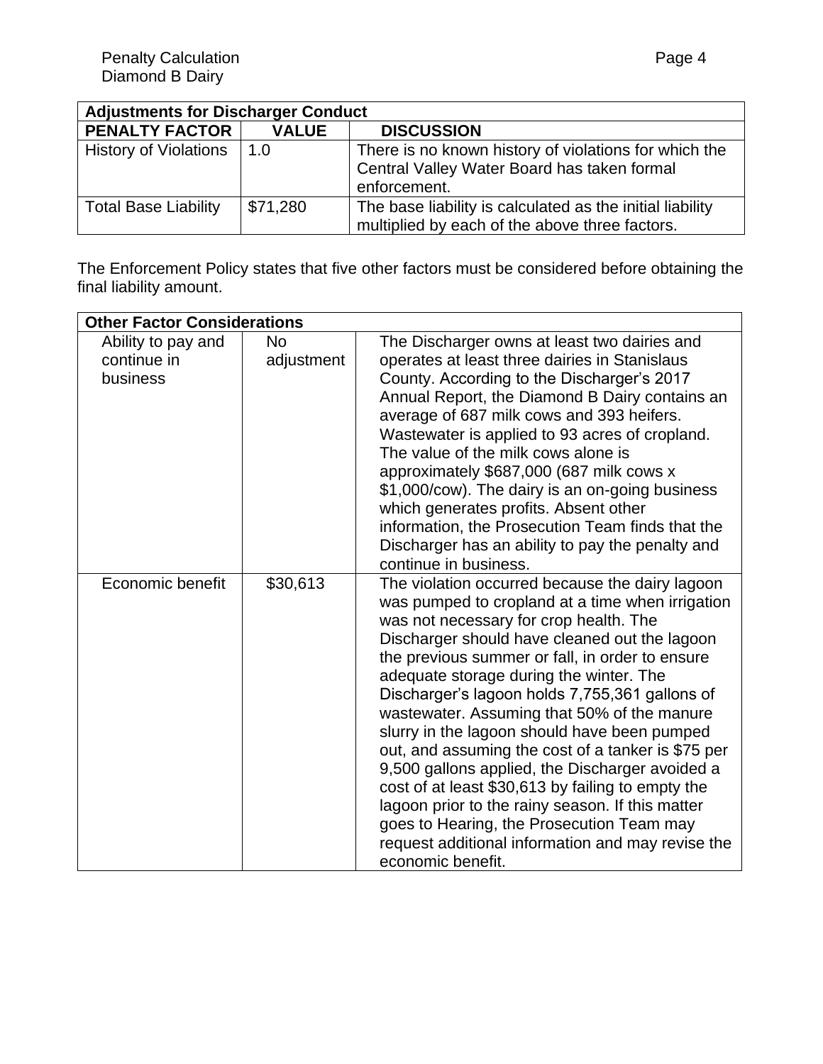| Adjustments for Discharger Conduct | | |
|---|---|---|
| **PENALTY FACTOR** | **VALUE** | **DISCUSSION** |
| History of Violations | 1.0 | There is no known history of violations for which the Central Valley Water Board has taken formal enforcement. |
| Total Base Liability | $71,280 | The base liability is calculated as the initial liability multiplied by each of the above three factors. |

The Enforcement Policy states that five other factors must be considered before obtaining the final liability amount.

| Other Factor Considerations | | |
|---|---|---|
| Ability to pay and continue in business | No adjustment | The Discharger owns at least two dairies and operates at least three dairies in Stanislaus County. According to the Discharger's 2017 Annual Report, the Diamond B Dairy contains an average of 687 milk cows and 393 heifers. Wastewater is applied to 93 acres of cropland. The value of the milk cows alone is approximately $687,000 (687 milk cows x $1,000/cow). The dairy is an on-going business which generates profits. Absent other information, the Prosecution Team finds that the Discharger has an ability to pay the penalty and continue in business. |
| Economic benefit | $30,613 | The violation occurred because the dairy lagoon was pumped to cropland at a time when irrigation was not necessary for crop health. The Discharger should have cleaned out the lagoon the previous summer or fall, in order to ensure adequate storage during the winter. The Discharger's lagoon holds 7,755,361 gallons of wastewater. Assuming that 50% of the manure slurry in the lagoon should have been pumped out, and assuming the cost of a tanker is $75 per 9,500 gallons applied, the Discharger avoided a cost of at least $30,613 by failing to empty the lagoon prior to the rainy season. If this matter goes to Hearing, the Prosecution Team may request additional information and may revise the economic benefit. |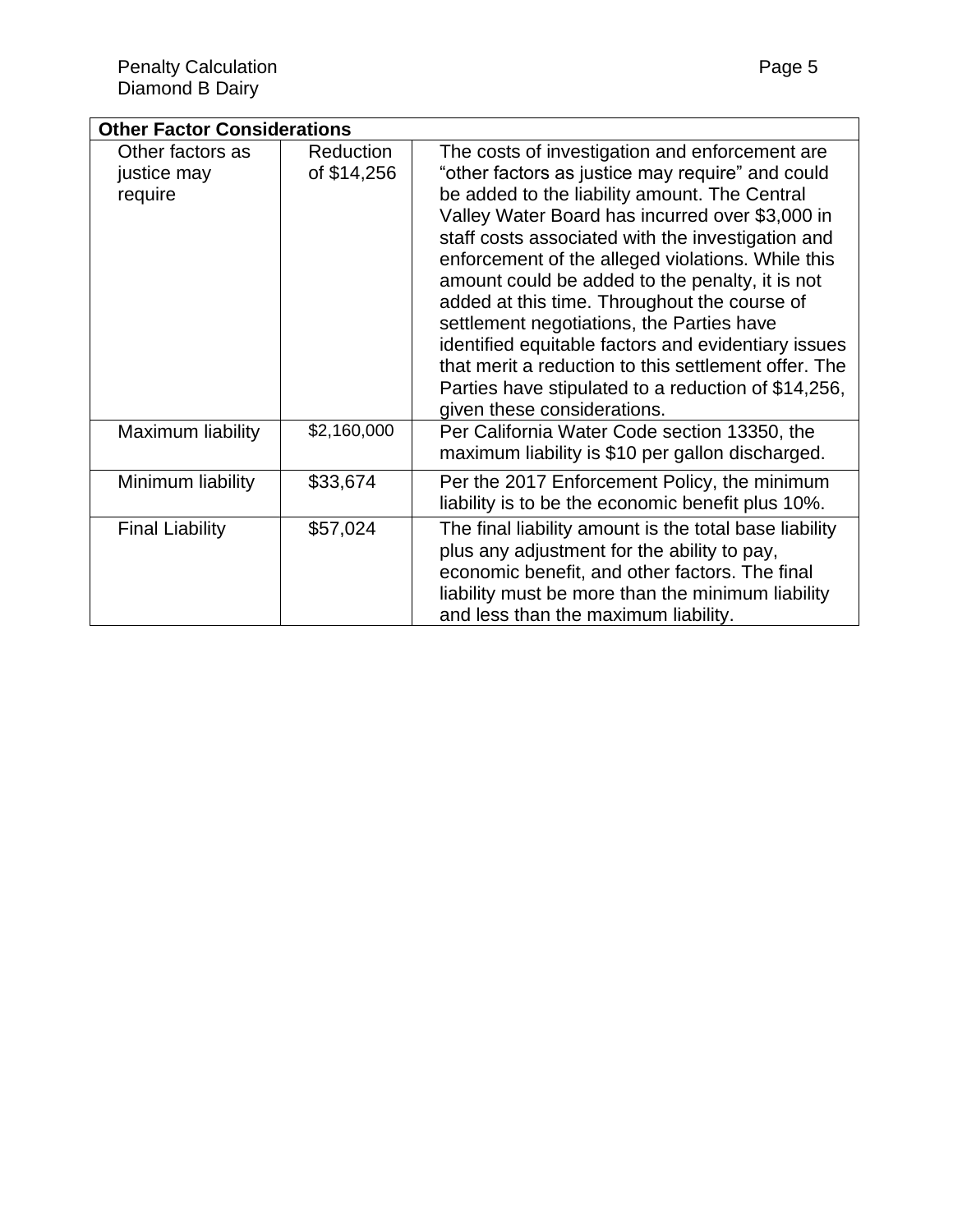| Other Factor Considerations | | |
|---|---|---|
| Other factors as justice may require | Reduction of $14,256 | The costs of investigation and enforcement are "other factors as justice may require" and could be added to the liability amount. The Central Valley Water Board has incurred over $3,000 in staff costs associated with the investigation and enforcement of the alleged violations. While this amount could be added to the penalty, it is not added at this time. Throughout the course of settlement negotiations, the Parties have identified equitable factors and evidentiary issues that merit a reduction to this settlement offer. The Parties have stipulated to a reduction of $14,256, given these considerations. |
| Maximum liability | $2,160,000 | Per California Water Code section 13350, the maximum liability is $10 per gallon discharged. |
| Minimum liability | $33,674 | Per the 2017 Enforcement Policy, the minimum liability is to be the economic benefit plus 10%. |
| Final Liability | $57,024 | The final liability amount is the total base liability plus any adjustment for the ability to pay, economic benefit, and other factors. The final liability must be more than the minimum liability and less than the maximum liability. |